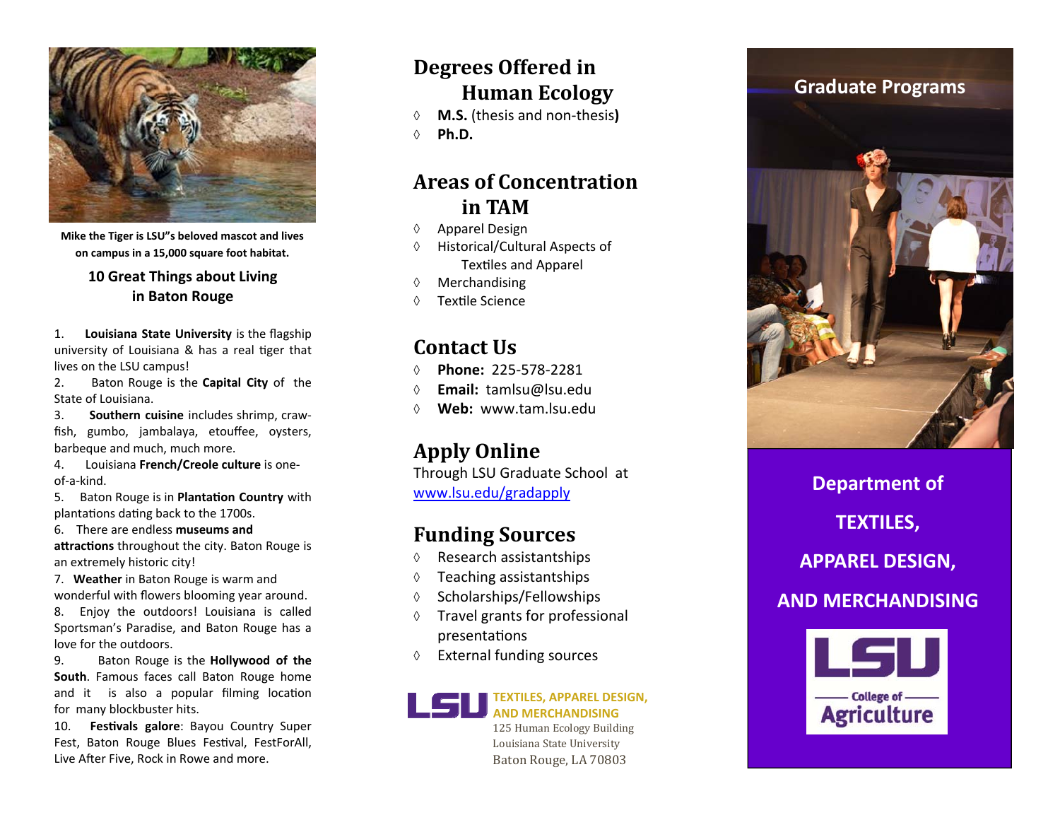Mike the Tiger is LSU"s beloved mascot and lives on campus in a 15,000 square foot habitat.

## 10 Great Things about Living in Baton Rouge

1. **Louisiana State University** is the flagship university of Louisiana & has a real tiger that lives on the LSU campus!
2. Baton Rouge is the **Capital City** of the State of Louisiana.
3. **Southern cuisine** includes shrimp, craw-fish, gumbo, jambalaya, etouffee, oysters, barbeque and much, much more.
4. Louisiana **French/Creole culture** is one-of-a-kind.
5. Baton Rouge is in **Plantation Country** with plantations dating back to the 1700s.
6. There are endless **museums and attractions** throughout the city. Baton Rouge is an extremely historic city!
7. **Weather** in Baton Rouge is warm and wonderful with flowers blooming year around.
8. Enjoy the outdoors! Louisiana is called Sportsman's Paradise, and Baton Rouge has a love for the outdoors.
9. Baton Rouge is the **Hollywood of the South**. Famous faces call Baton Rouge home and it is also a popular filming location for many blockbuster hits.
10. **Festivals galore**: Bayou Country Super Fest, Baton Rouge Blues Festival, FestForAll, Live After Five, Rock in Rowe and more.

## Degrees Offered in Human Ecology

- **M.S.** (thesis and non-thesis**)**
- **Ph.D.**

## Areas of Concentration in TAM

- Apparel Design
- Historical/Cultural Aspects of Textiles and Apparel
- Merchandising
- Textile Science

## Contact Us

- **Phone:** 225-578-2281
- **Email:** tamlsu@lsu.edu
- **Web:** www.tam.lsu.edu

## Apply Online

Through LSU Graduate School at [www.lsu.edu/gradapply](www.lsu.edu/gradapply)

## Funding Sources

- Research assistantships
- Teaching assistantships
- Scholarships/Fellowships
- Travel grants for professional presentations
- External funding sources

LSU

**TEXTILES, APPAREL DESIGN, AND MERCHANDISING**

125 Human Ecology Building
Louisiana State University
Baton Rouge, LA 70803

# Graduate Programs

## Department of TEXTILES, APPAREL DESIGN, AND MERCHANDISING

LSU College of Agriculture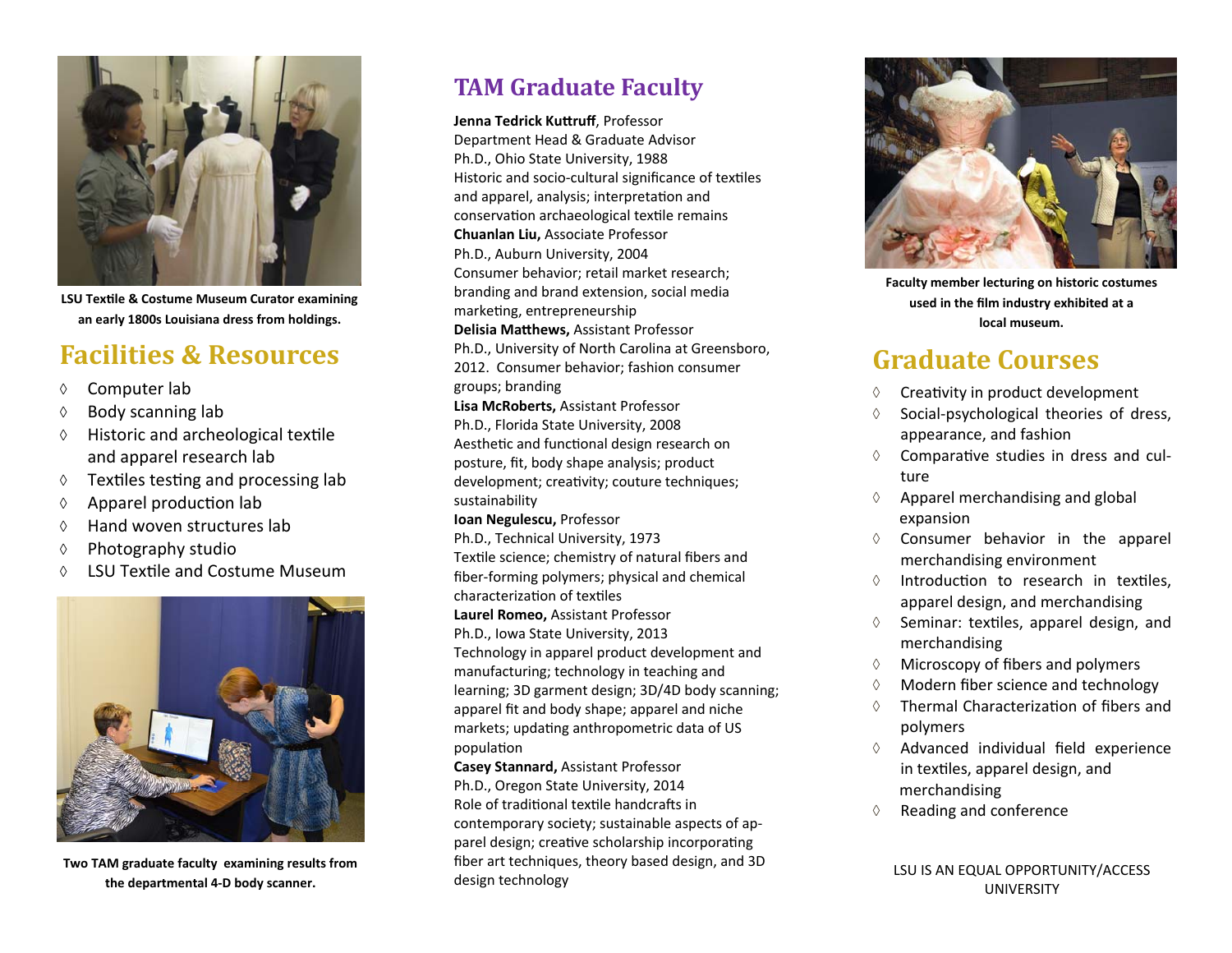LSU Textile & Costume Museum Curator examining an early 1800s Louisiana dress from holdings.

## Facilities & Resources

- Computer lab
- Body scanning lab
- Historic and archeological textile and apparel research lab
- Textiles testing and processing lab
- Apparel production lab
- Hand woven structures lab
- Photography studio
- LSU Textile and Costume Museum

Two TAM graduate faculty examining results from the departmental 4-D body scanner.

## TAM Graduate Faculty

**Jenna Tedrick Kuttruff**, Professor
Department Head & Graduate Advisor
Ph.D., Ohio State University, 1988
Historic and socio-cultural significance of textiles and apparel, analysis; interpretation and conservation archaeological textile remains

**Chuanlan Liu,** Associate Professor
Ph.D., Auburn University, 2004
Consumer behavior; retail market research; branding and brand extension, social media marketing, entrepreneurship

**Delisia Matthews,** Assistant Professor
Ph.D., University of North Carolina at Greensboro, 2012. Consumer behavior; fashion consumer groups; branding

**Lisa McRoberts,** Assistant Professor
Ph.D., Florida State University, 2008
Aesthetic and functional design research on posture, fit, body shape analysis; product development; creativity; couture techniques; sustainability

**Ioan Negulescu,** Professor
Ph.D., Technical University, 1973
Textile science; chemistry of natural fibers and fiber-forming polymers; physical and chemical characterization of textiles

**Laurel Romeo,** Assistant Professor
Ph.D., Iowa State University, 2013
Technology in apparel product development and manufacturing; technology in teaching and learning; 3D garment design; 3D/4D body scanning; apparel fit and body shape; apparel and niche markets; updating anthropometric data of US population

**Casey Stannard,** Assistant Professor
Ph.D., Oregon State University, 2014
Role of traditional textile handcrafts in contemporary society; sustainable aspects of apparel design; creative scholarship incorporating fiber art techniques, theory based design, and 3D design technology

Faculty member lecturing on historic costumes used in the film industry exhibited at a local museum.

## Graduate Courses

- Creativity in product development
- Social-psychological theories of dress, appearance, and fashion
- Comparative studies in dress and culture
- Apparel merchandising and global expansion
- Consumer behavior in the apparel merchandising environment
- Introduction to research in textiles, apparel design, and merchandising
- Seminar: textiles, apparel design, and merchandising
- Microscopy of fibers and polymers
- Modern fiber science and technology
- Thermal Characterization of fibers and polymers
- Advanced individual field experience in textiles, apparel design, and merchandising
- Reading and conference

LSU IS AN EQUAL OPPORTUNITY/ACCESS UNIVERSITY